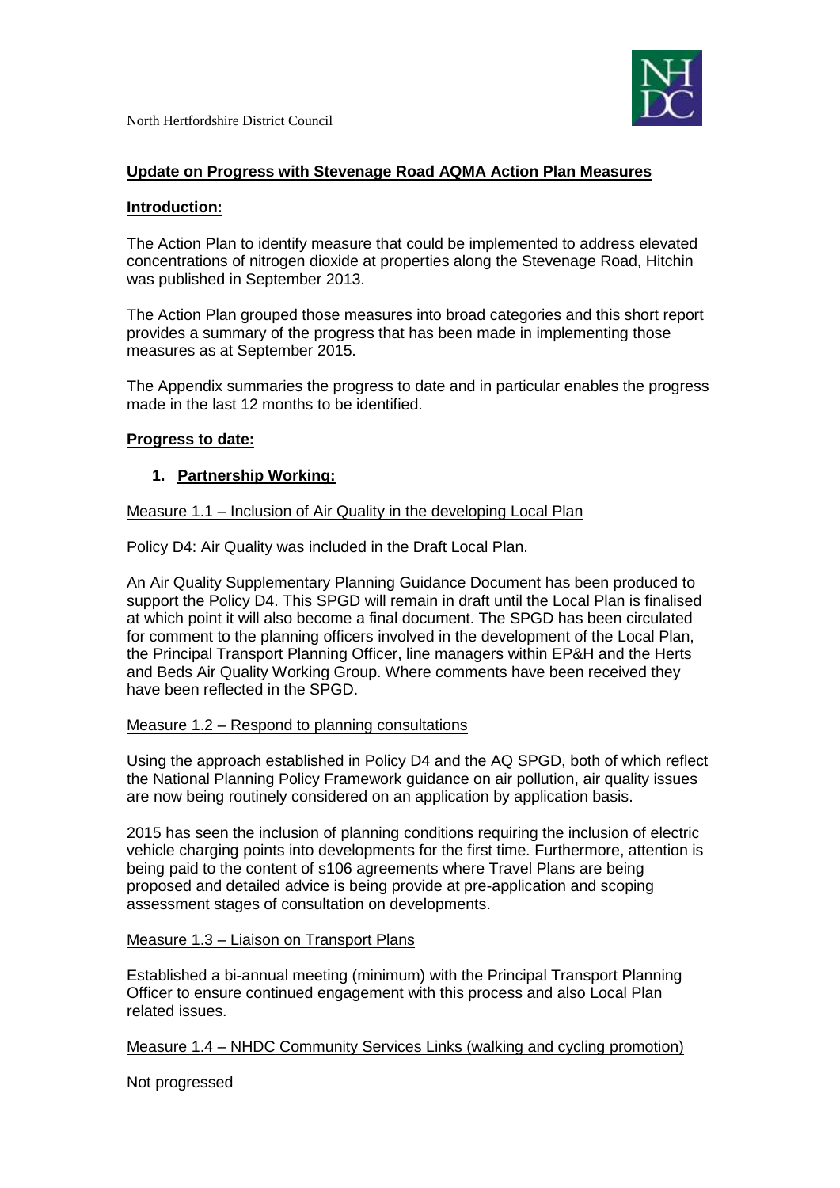North Hertfordshire District Council

## Update on Progress with Stevenage Road AQMA Action Plan Measures

### Introduction:

The Action Plan to identify measure that could be implemented to address elevated concentrations of nitrogen dioxide at properties along the Stevenage Road, Hitchin was published in September 2013.

The Action Plan grouped those measures into broad categories and this short report provides a summary of the progress that has been made in implementing those measures as at September 2015.

The Appendix summaries the progress to date and in particular enables the progress made in the last 12 months to be identified.

### Progress to date:

1. **Partnership Working:**

Measure 1.1 – Inclusion of Air Quality in the developing Local Plan

Policy D4: Air Quality was included in the Draft Local Plan.

An Air Quality Supplementary Planning Guidance Document has been produced to support the Policy D4. This SPGD will remain in draft until the Local Plan is finalised at which point it will also become a final document. The SPGD has been circulated for comment to the planning officers involved in the development of the Local Plan, the Principal Transport Planning Officer, line managers within EP&H and the Herts and Beds Air Quality Working Group. Where comments have been received they have been reflected in the SPGD.

Measure 1.2 – Respond to planning consultations

Using the approach established in Policy D4 and the AQ SPGD, both of which reflect the National Planning Policy Framework guidance on air pollution, air quality issues are now being routinely considered on an application by application basis.

2015 has seen the inclusion of planning conditions requiring the inclusion of electric vehicle charging points into developments for the first time. Furthermore, attention is being paid to the content of s106 agreements where Travel Plans are being proposed and detailed advice is being provide at pre-application and scoping assessment stages of consultation on developments.

Measure 1.3 – Liaison on Transport Plans

Established a bi-annual meeting (minimum) with the Principal Transport Planning Officer to ensure continued engagement with this process and also Local Plan related issues.

Measure 1.4 – NHDC Community Services Links (walking and cycling promotion)

Not progressed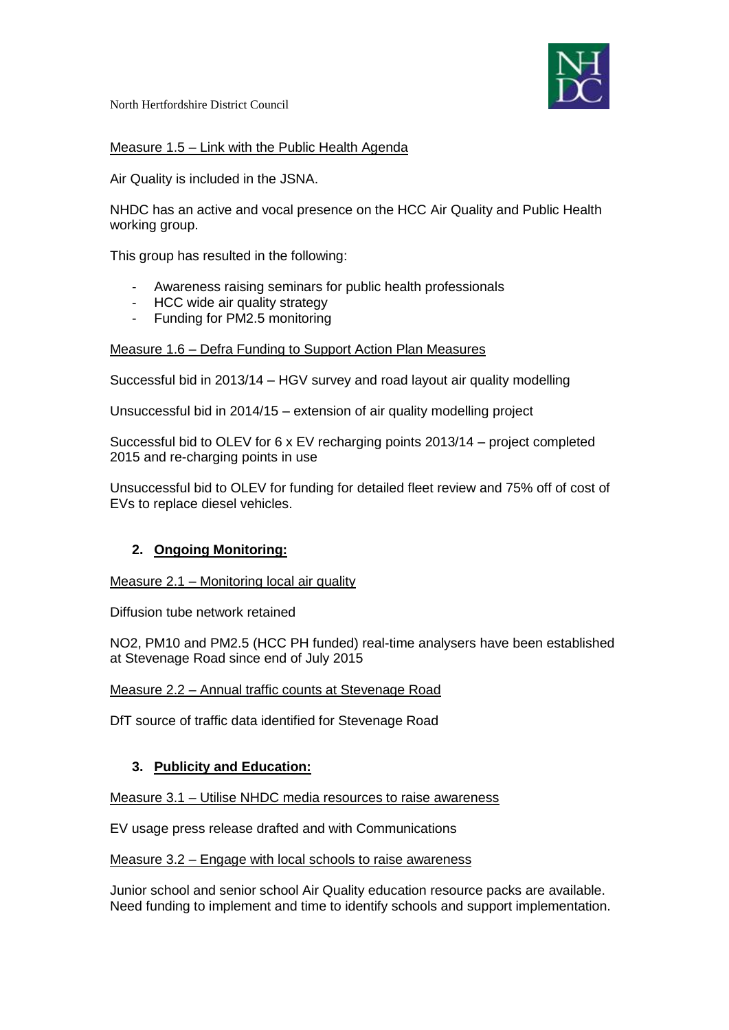Measure 1.5 – Link with the Public Health Agenda

Air Quality is included in the JSNA.

NHDC has an active and vocal presence on the HCC Air Quality and Public Health working group.

This group has resulted in the following:

- Awareness raising seminars for public health professionals
- HCC wide air quality strategy
- Funding for PM2.5 monitoring

Measure 1.6 – Defra Funding to Support Action Plan Measures

Successful bid in 2013/14 – HGV survey and road layout air quality modelling

Unsuccessful bid in 2014/15 – extension of air quality modelling project

Successful bid to OLEV for 6 x EV recharging points 2013/14 – project completed 2015 and re-charging points in use

Unsuccessful bid to OLEV for funding for detailed fleet review and 75% off of cost of EVs to replace diesel vehicles.

## 2. Ongoing Monitoring:

Measure 2.1 – Monitoring local air quality

Diffusion tube network retained

NO2, PM10 and PM2.5 (HCC PH funded) real-time analysers have been established at Stevenage Road since end of July 2015

Measure 2.2 – Annual traffic counts at Stevenage Road

DfT source of traffic data identified for Stevenage Road

## 3. Publicity and Education:

Measure 3.1 – Utilise NHDC media resources to raise awareness

EV usage press release drafted and with Communications

Measure 3.2 – Engage with local schools to raise awareness

Junior school and senior school Air Quality education resource packs are available. Need funding to implement and time to identify schools and support implementation.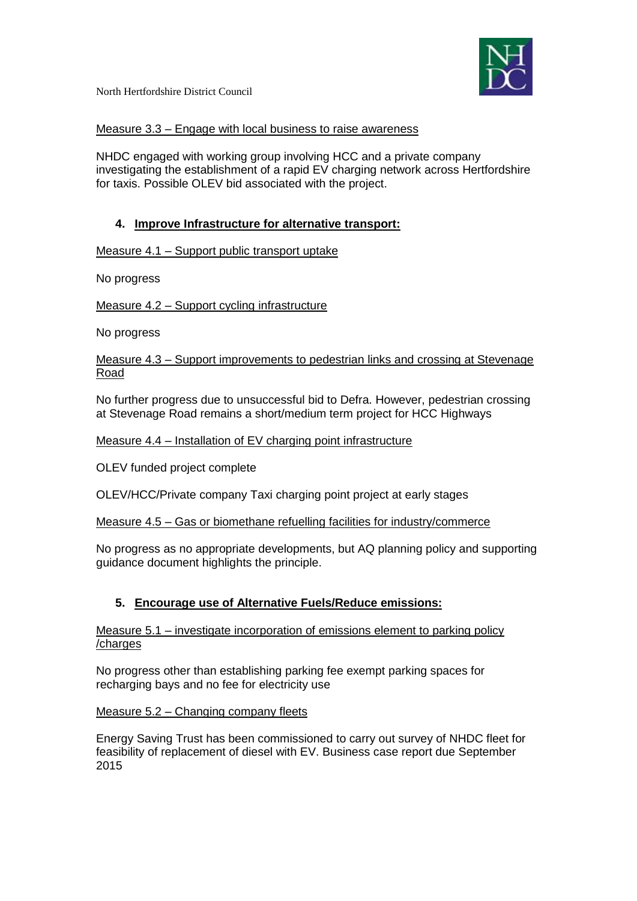Measure 3.3 – Engage with local business to raise awareness

NHDC engaged with working group involving HCC and a private company investigating the establishment of a rapid EV charging network across Hertfordshire for taxis. Possible OLEV bid associated with the project.

4. **Improve Infrastructure for alternative transport:**

Measure 4.1 – Support public transport uptake

No progress

Measure 4.2 – Support cycling infrastructure

No progress

Measure 4.3 – Support improvements to pedestrian links and crossing at Stevenage Road

No further progress due to unsuccessful bid to Defra. However, pedestrian crossing at Stevenage Road remains a short/medium term project for HCC Highways

Measure 4.4 – Installation of EV charging point infrastructure

OLEV funded project complete

OLEV/HCC/Private company Taxi charging point project at early stages

Measure 4.5 – Gas or biomethane refuelling facilities for industry/commerce

No progress as no appropriate developments, but AQ planning policy and supporting guidance document highlights the principle.

5. **Encourage use of Alternative Fuels/Reduce emissions:**

Measure 5.1 – investigate incorporation of emissions element to parking policy /charges

No progress other than establishing parking fee exempt parking spaces for recharging bays and no fee for electricity use

Measure 5.2 – Changing company fleets

Energy Saving Trust has been commissioned to carry out survey of NHDC fleet for feasibility of replacement of diesel with EV. Business case report due September 2015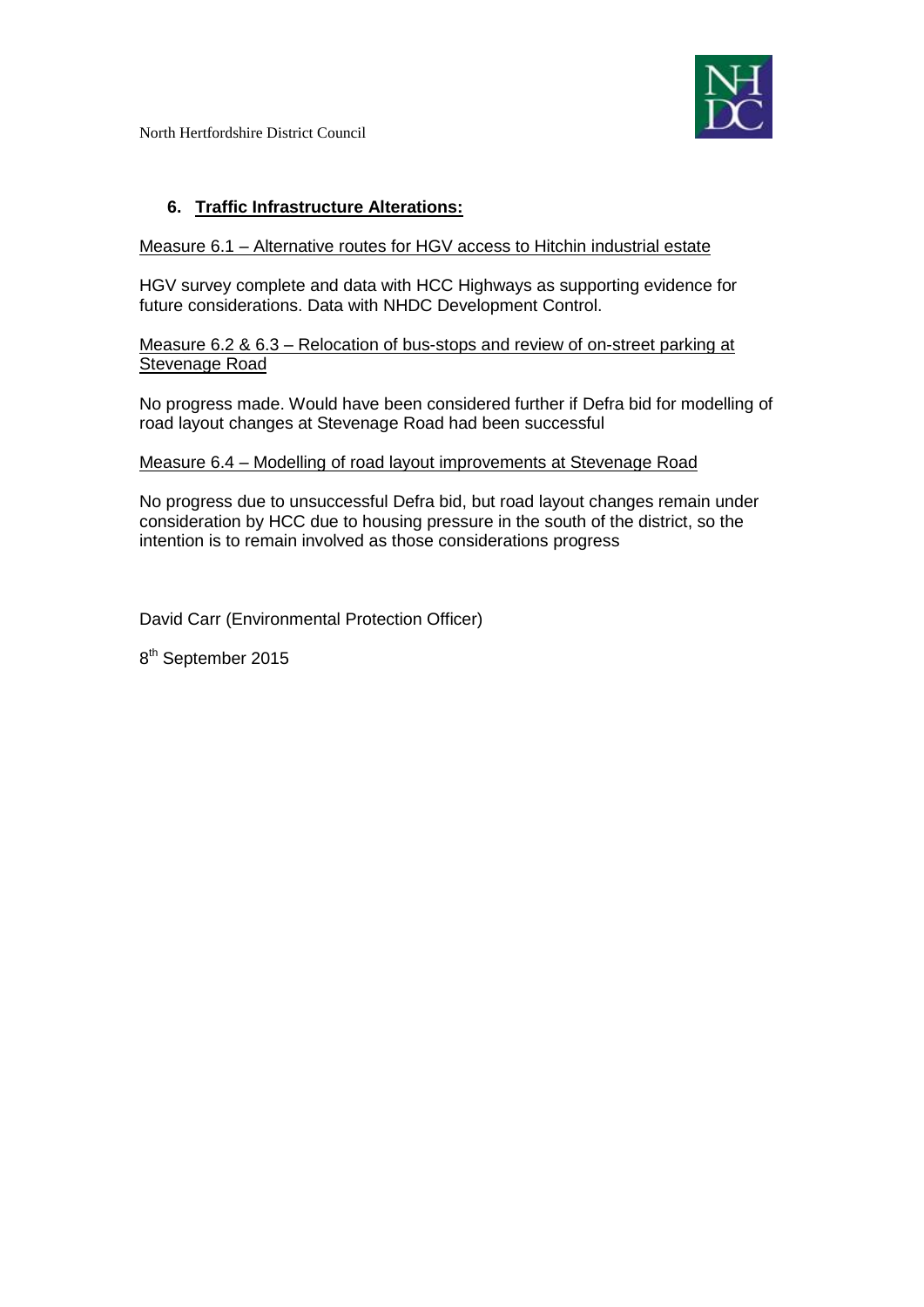## 6. Traffic Infrastructure Alterations:

Measure 6.1 – Alternative routes for HGV access to Hitchin industrial estate

HGV survey complete and data with HCC Highways as supporting evidence for future considerations. Data with NHDC Development Control.

Measure 6.2 & 6.3 – Relocation of bus-stops and review of on-street parking at Stevenage Road

No progress made. Would have been considered further if Defra bid for modelling of road layout changes at Stevenage Road had been successful

Measure 6.4 – Modelling of road layout improvements at Stevenage Road

No progress due to unsuccessful Defra bid, but road layout changes remain under consideration by HCC due to housing pressure in the south of the district, so the intention is to remain involved as those considerations progress

David Carr (Environmental Protection Officer)

8th September 2015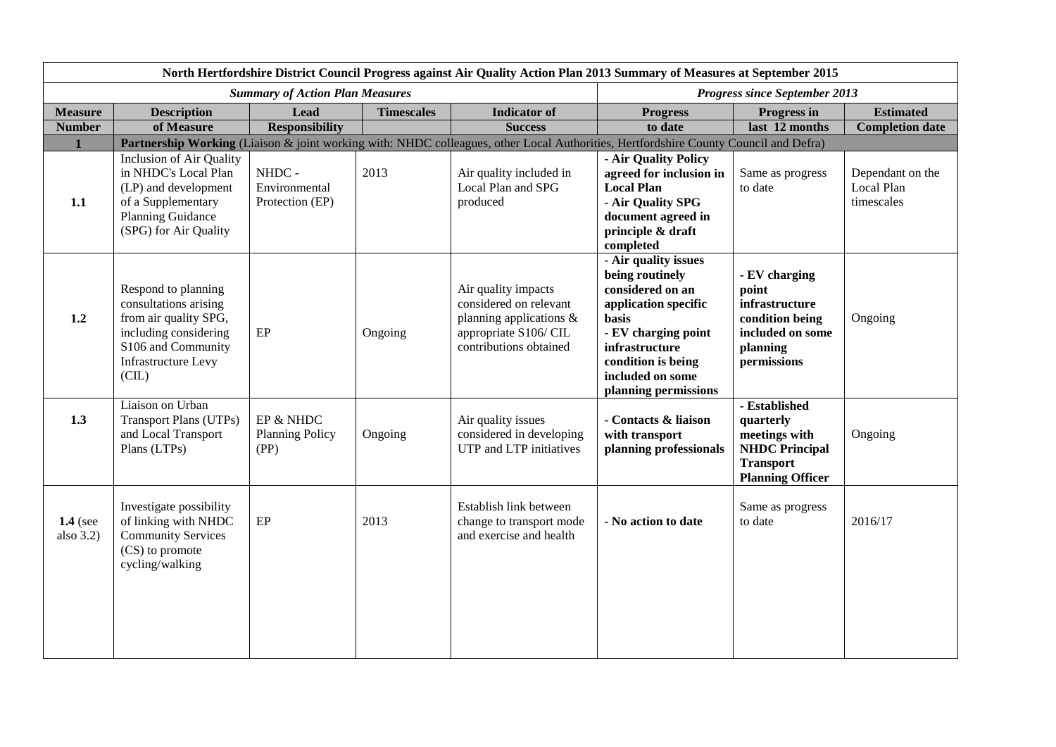| North Hertfordshire District Council Progress against Air Quality Action Plan 2013 Summary of Measures at September 2015 | | | | | | | |
|---|---|---|---|---|---|---|---|
| ***Summary of Action Plan Measures*** | | | | | ***Progress since September 2013*** | | |
| **Measure Number** | **Description of Measure** | **Lead Responsibility** | **Timescales** | **Indicator of Success** | **Progress to date** | **Progress in last 12 months** | **Estimated Completion date** |
| **1** | **Partnership Working** (Liaison & joint working with: NHDC colleagues, other Local Authorities, Hertfordshire County Council and Defra) | | | | | | |
| **1.1** | Inclusion of Air Quality in NHDC's Local Plan (LP) and development of a Supplementary Planning Guidance (SPG) for Air Quality | NHDC - Environmental Protection (EP) | 2013 | Air quality included in Local Plan and SPG produced | **- Air Quality Policy agreed for inclusion in Local Plan<br>- Air Quality SPG document agreed in principle & draft completed** | Same as progress to date | Dependant on the Local Plan timescales |
| **1.2** | Respond to planning consultations arising from air quality SPG, including considering S106 and Community Infrastructure Levy (CIL) | EP | Ongoing | Air quality impacts considered on relevant planning applications & appropriate S106/ CIL contributions obtained | **- Air quality issues being routinely considered on an application specific basis<br>- EV charging point infrastructure condition is being included on some planning permissions** | **- EV charging point infrastructure condition being included on some planning permissions** | Ongoing |
| **1.3** | Liaison on Urban Transport Plans (UTPs) and Local Transport Plans (LTPs) | EP & NHDC Planning Policy (PP) | Ongoing | Air quality issues considered in developing UTP and LTP initiatives | **- Contacts & liaison with transport planning professionals** | **- Established quarterly meetings with NHDC Principal Transport Planning Officer** | Ongoing |
| **1.4** (see also 3.2) | Investigate possibility of linking with NHDC Community Services (CS) to promote cycling/walking | EP | 2013 | Establish link between change to transport mode and exercise and health | **- No action to date** | Same as progress to date | 2016/17 |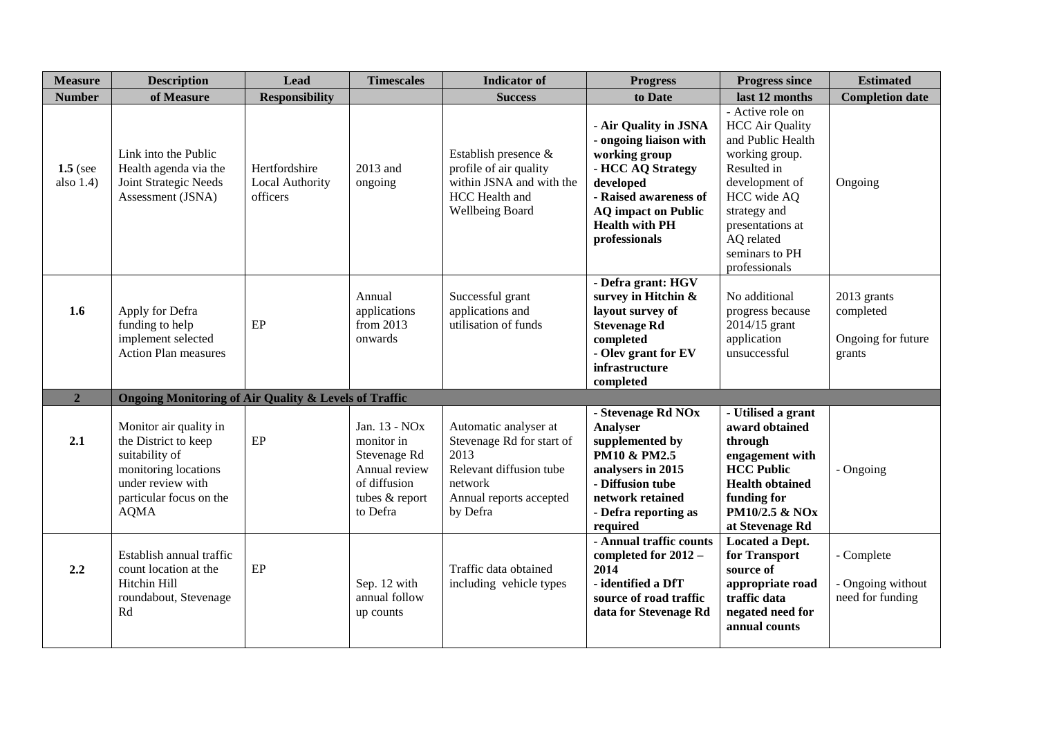| Measure Number | Description of Measure | Lead Responsibility | Timescales | Indicator of Success | Progress to Date | Progress since last 12 months | Estimated Completion date |
|---|---|---|---|---|---|---|---|
| **1.5** (see also 1.4) | Link into the Public Health agenda via the Joint Strategic Needs Assessment (JSNA) | Hertfordshire Local Authority officers | 2013 and ongoing | Establish presence & profile of air quality within JSNA and with the HCC Health and Wellbeing Board | **- Air Quality in JSNA - ongoing liaison with working group - HCC AQ Strategy developed - Raised awareness of AQ impact on Public Health with PH professionals** | - Active role on HCC Air Quality and Public Health working group. Resulted in development of HCC wide AQ strategy and presentations at AQ related seminars to PH professionals | Ongoing |
| **1.6** | Apply for Defra funding to help implement selected Action Plan measures | EP | Annual applications from 2013 onwards | Successful grant applications and utilisation of funds | **- Defra grant: HGV survey in Hitchin & layout survey of Stevenage Rd completed - Olev grant for EV infrastructure completed** | No additional progress because 2014/15 grant application unsuccessful | 2013 grants completed<br>Ongoing for future grants |
| **2** | **Ongoing Monitoring of Air Quality & Levels of Traffic** | | | | | | |
| **2.1** | Monitor air quality in the District to keep suitability of monitoring locations under review with particular focus on the AQMA | EP | Jan. 13 - NOx monitor in Stevenage Rd<br>Annual review of diffusion tubes & report to Defra | Automatic analyser at Stevenage Rd for start of 2013<br>Relevant diffusion tube network<br>Annual reports accepted by Defra | **- Stevenage Rd NOx Analyser supplemented by PM10 & PM2.5 analysers in 2015 - Diffusion tube network retained - Defra reporting as required** | **- Utilised a grant award obtained through engagement with HCC Public Health obtained funding for PM10/2.5 & NOx at Stevenage Rd** | - Ongoing |
| **2.2** | Establish annual traffic count location at the Hitchin Hill roundabout, Stevenage Rd | EP | Sep. 12 with annual follow up counts | Traffic data obtained including vehicle types | **- Annual traffic counts completed for 2012 – 2014 - identified a DfT source of road traffic data for Stevenage Rd** | **Located a Dept. for Transport source of appropriate road traffic data negated need for annual counts** | - Complete<br>- Ongoing without need for funding |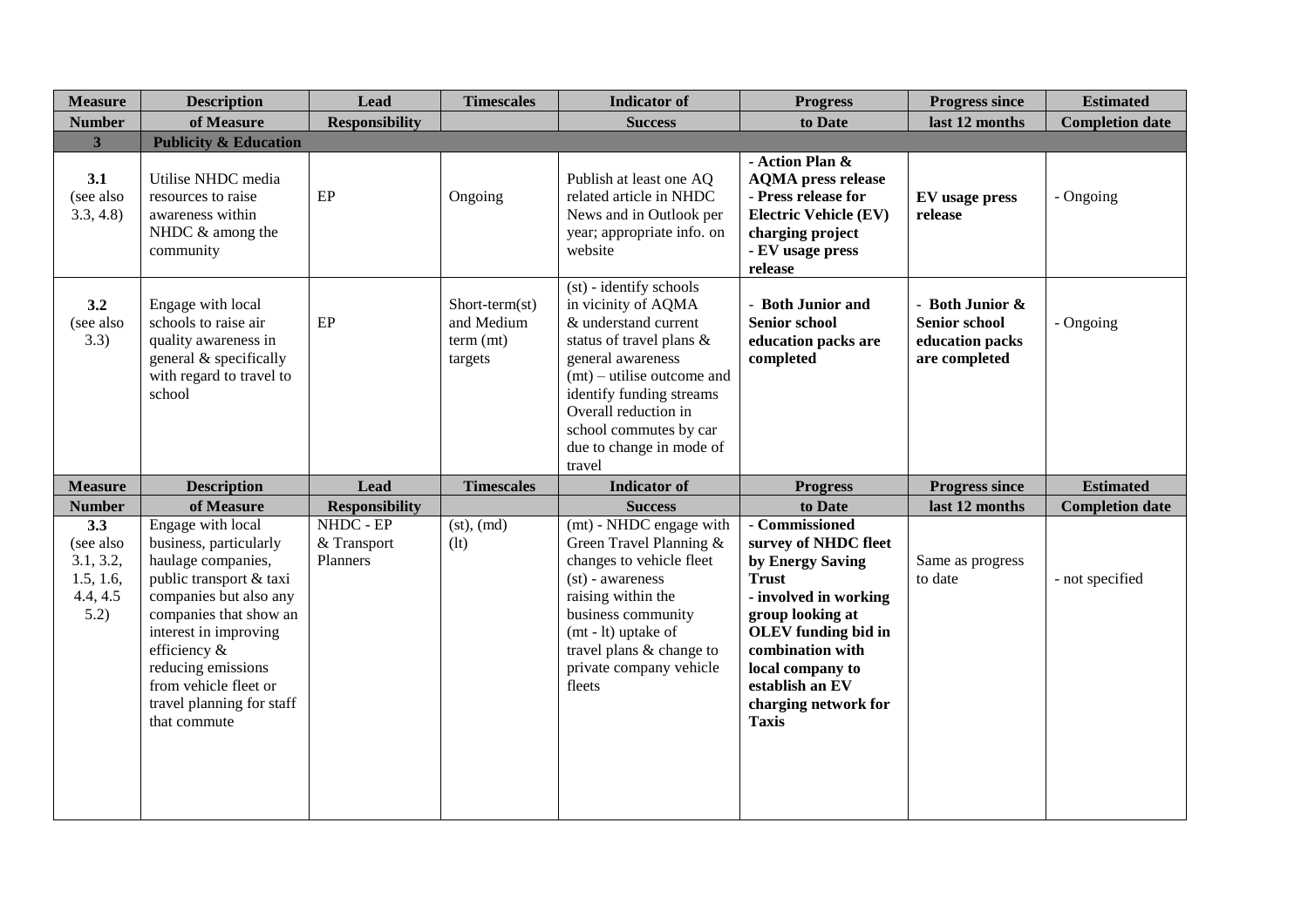| Measure Number | Description of Measure | Lead Responsibility | Timescales | Indicator of Success | Progress to Date | Progress since last 12 months | Estimated Completion date |
|---|---|---|---|---|---|---|---|
| **3** | **Publicity & Education** | | | | | | |
| **3.1** (see also 3.3, 4.8) | Utilise NHDC media resources to raise awareness within NHDC & among the community | EP | Ongoing | Publish at least one AQ related article in NHDC News and in Outlook per year; appropriate info. on website | **- Action Plan & AQMA press release** **- Press release for Electric Vehicle (EV) charging project** **- EV usage press release** | **EV usage press release** | - Ongoing |
| **3.2** (see also 3.3) | Engage with local schools to raise air quality awareness in general & specifically with regard to travel to school | EP | Short-term(st) and Medium term (mt) targets | (st) - identify schools in vicinity of AQMA & understand current status of travel plans & general awareness (mt) – utilise outcome and identify funding streams Overall reduction in school commutes by car due to change in mode of travel | **- Both Junior and Senior school education packs are completed** | **- Both Junior & Senior school education packs are completed** | - Ongoing |
| **3.3** (see also 3.1, 3.2, 1.5, 1.6, 4.4, 4.5 5.2) | Engage with local business, particularly haulage companies, public transport & taxi companies but also any companies that show an interest in improving efficiency & reducing emissions from vehicle fleet or travel planning for staff that commute | NHDC - EP & Transport Planners | (st), (md) (lt) | (mt) - NHDC engage with Green Travel Planning & changes to vehicle fleet (st) - awareness raising within the business community (mt - lt) uptake of travel plans & change to private company vehicle fleets | **- Commissioned survey of NHDC fleet by Energy Saving Trust** **- involved in working group looking at OLEV funding bid in combination with local company to establish an EV charging network for Taxis** | Same as progress to date | - not specified |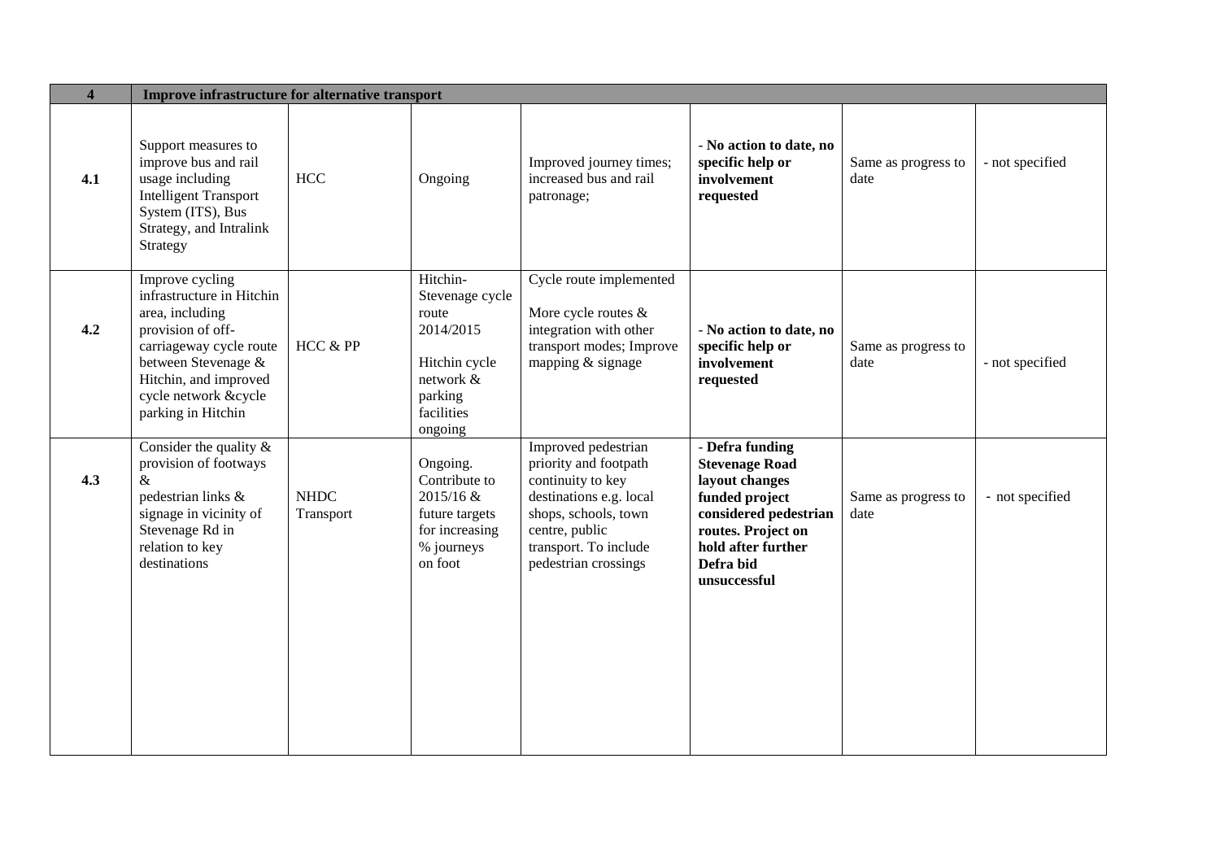| 4 | Improve infrastructure for alternative transport | | | | | | |
|---|---|---|---|---|---|---|---|
| 4.1 | Support measures to improve bus and rail usage including Intelligent Transport System (ITS), Bus Strategy, and Intralink Strategy | HCC | Ongoing | Improved journey times; increased bus and rail patronage; | - **No action to date, no specific help or involvement requested** | Same as progress to date | - not specified |
| 4.2 | Improve cycling infrastructure in Hitchin area, including provision of off-carriageway cycle route between Stevenage & Hitchin, and improved cycle network &cycle parking in Hitchin | HCC & PP | Hitchin-Stevenage cycle route 2014/2015<br><br>Hitchin cycle network & parking facilities ongoing | Cycle route implemented<br><br>More cycle routes & integration with other transport modes; Improve mapping & signage | - **No action to date, no specific help or involvement requested** | Same as progress to date | - not specified |
| 4.3 | Consider the quality & provision of footways &<br>pedestrian links & signage in vicinity of Stevenage Rd in relation to key destinations | NHDC Transport | Ongoing. Contribute to 2015/16 & future targets for increasing % journeys on foot | Improved pedestrian priority and footpath continuity to key destinations e.g. local shops, schools, town centre, public transport. To include pedestrian crossings | - **Defra funding Stevenage Road layout changes funded project considered pedestrian routes. Project on hold after further Defra bid unsuccessful** | Same as progress to date | - not specified |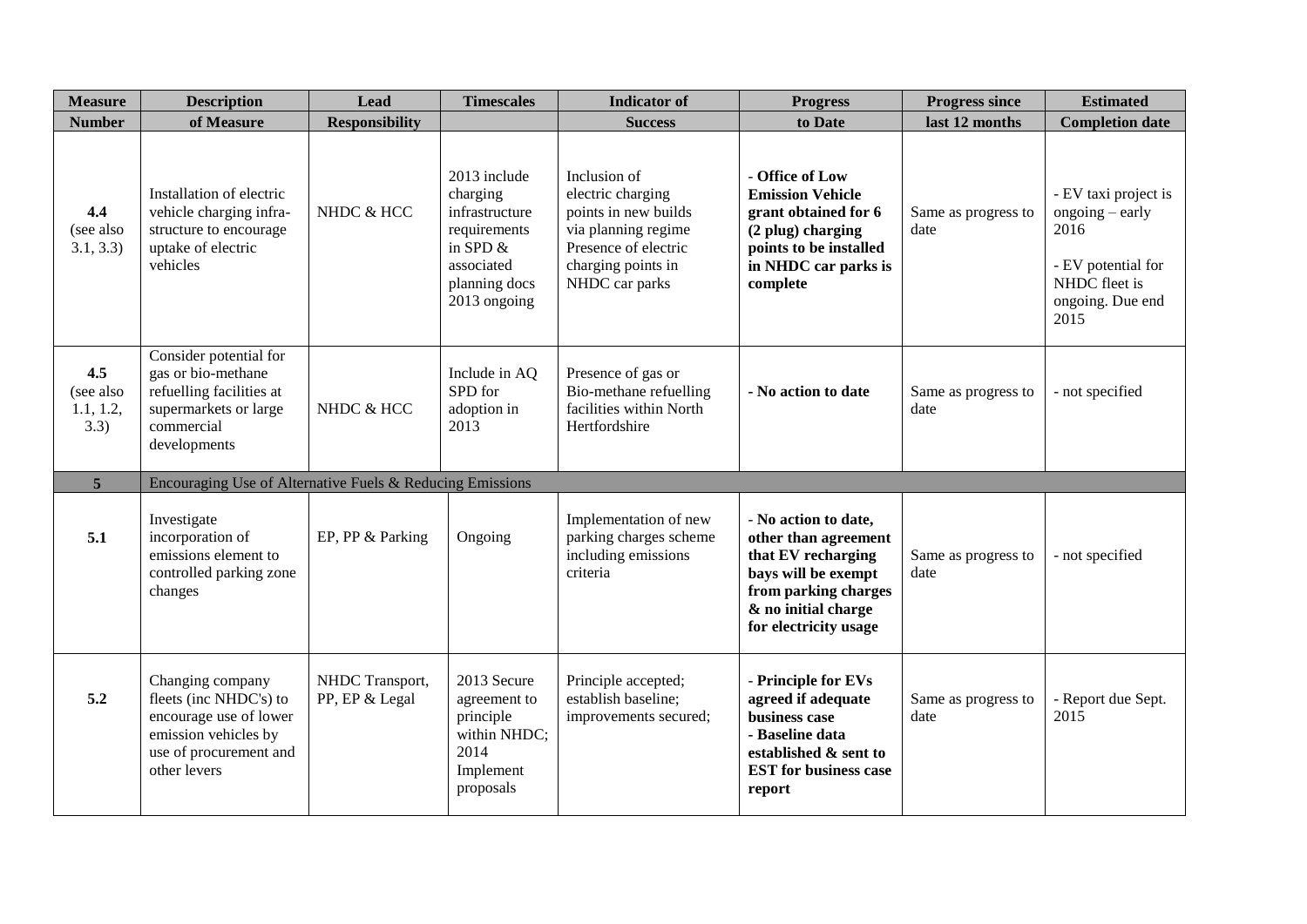| Measure Number | Description of Measure | Lead Responsibility | Timescales | Indicator of Success | Progress to Date | Progress since last 12 months | Estimated Completion date |
|---|---|---|---|---|---|---|---|
| **4.4** (see also 3.1, 3.3) | Installation of electric vehicle charging infra-structure to encourage uptake of electric vehicles | NHDC & HCC | 2013 include charging infrastructure requirements in SPD & associated planning docs 2013 ongoing | Inclusion of electric charging points in new builds via planning regime Presence of electric charging points in NHDC car parks | - **Office of Low Emission Vehicle grant obtained for 6 (2 plug) charging points to be installed in NHDC car parks is complete** | Same as progress to date | - EV taxi project is ongoing – early 2016<br><br>- EV potential for NHDC fleet is ongoing. Due end 2015 |
| **4.5** (see also 1.1, 1.2, 3.3) | Consider potential for gas or bio-methane refuelling facilities at supermarkets or large commercial developments | NHDC & HCC | Include in AQ SPD for adoption in 2013 | Presence of gas or Bio-methane refuelling facilities within North Hertfordshire | **- No action to date** | Same as progress to date | - not specified |
| **5** | Encouraging Use of Alternative Fuels & Reducing Emissions | | | | | | |
| **5.1** | Investigate incorporation of emissions element to controlled parking zone changes | EP, PP & Parking | Ongoing | Implementation of new parking charges scheme including emissions criteria | - **No action to date, other than agreement that EV recharging bays will be exempt from parking charges & no initial charge for electricity usage** | Same as progress to date | - not specified |
| **5.2** | Changing company fleets (inc NHDC's) to encourage use of lower emission vehicles by use of procurement and other levers | NHDC Transport, PP, EP & Legal | 2013 Secure agreement to principle within NHDC; 2014 Implement proposals | Principle accepted; establish baseline; improvements secured; | - **Principle for EVs agreed if adequate business case**<br>**- Baseline data established & sent to EST for business case report** | Same as progress to date | - Report due Sept. 2015 |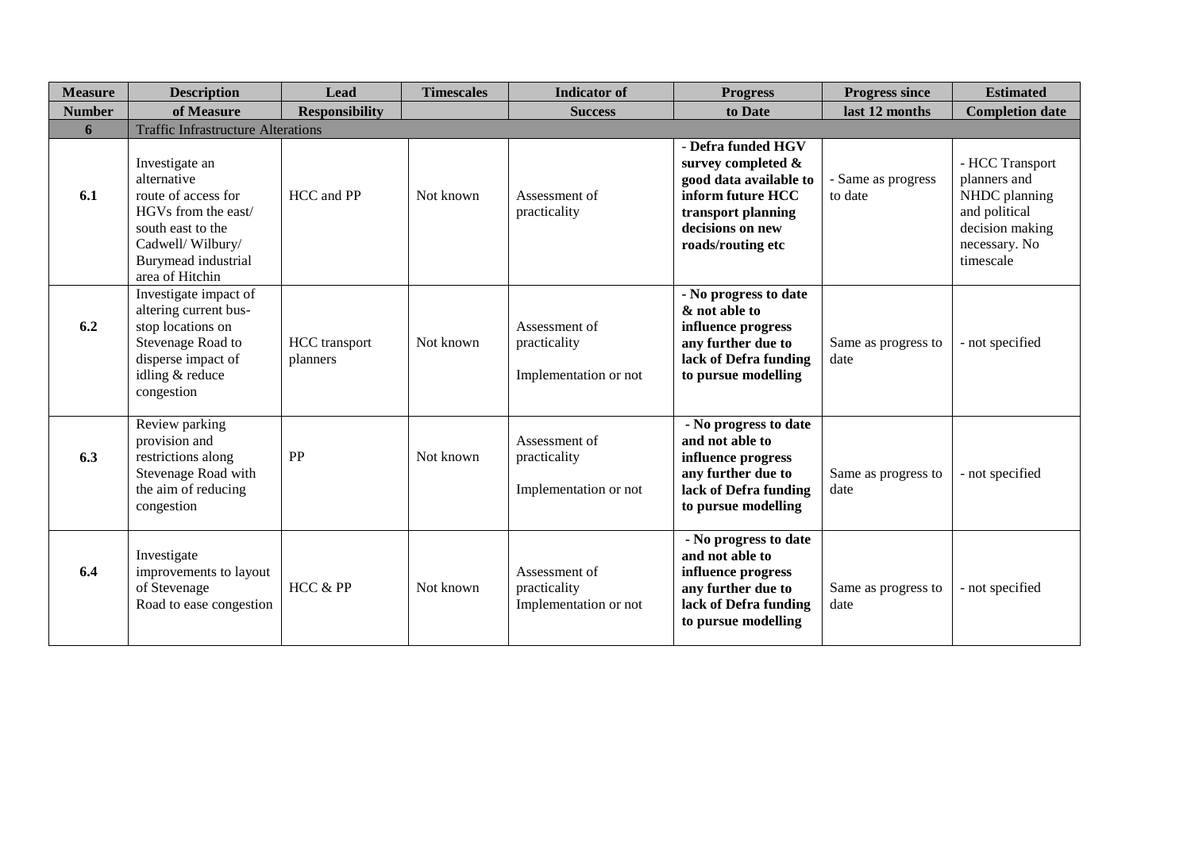| Measure Number | Description of Measure | Lead Responsibility | Timescales | Indicator of Success | Progress to Date | Progress since last 12 months | Estimated Completion date |
|---|---|---|---|---|---|---|---|
| **6** | Traffic Infrastructure Alterations | | | | | | |
| **6.1** | Investigate an alternative route of access for HGVs from the east/ south east to the Cadwell/ Wilbury/ Burymead industrial area of Hitchin | HCC and PP | Not known | Assessment of practicality | **- Defra funded HGV survey completed & good data available to inform future HCC transport planning decisions on new roads/routing etc** | - Same as progress to date | - HCC Transport planners and NHDC planning and political decision making necessary. No timescale |
| **6.2** | Investigate impact of altering current bus-stop locations on Stevenage Road to disperse impact of idling & reduce congestion | HCC transport planners | Not known | Assessment of practicality<br><br>Implementation or not | **- No progress to date & not able to influence progress any further due to lack of Defra funding to pursue modelling** | Same as progress to date | - not specified |
| **6.3** | Review parking provision and restrictions along Stevenage Road with the aim of reducing congestion | PP | Not known | Assessment of practicality<br><br>Implementation or not | **- No progress to date and not able to influence progress any further due to lack of Defra funding to pursue modelling** | Same as progress to date | - not specified |
| **6.4** | Investigate improvements to layout of Stevenage Road to ease congestion | HCC & PP | Not known | Assessment of practicality<br>Implementation or not | **- No progress to date and not able to influence progress any further due to lack of Defra funding to pursue modelling** | Same as progress to date | - not specified |